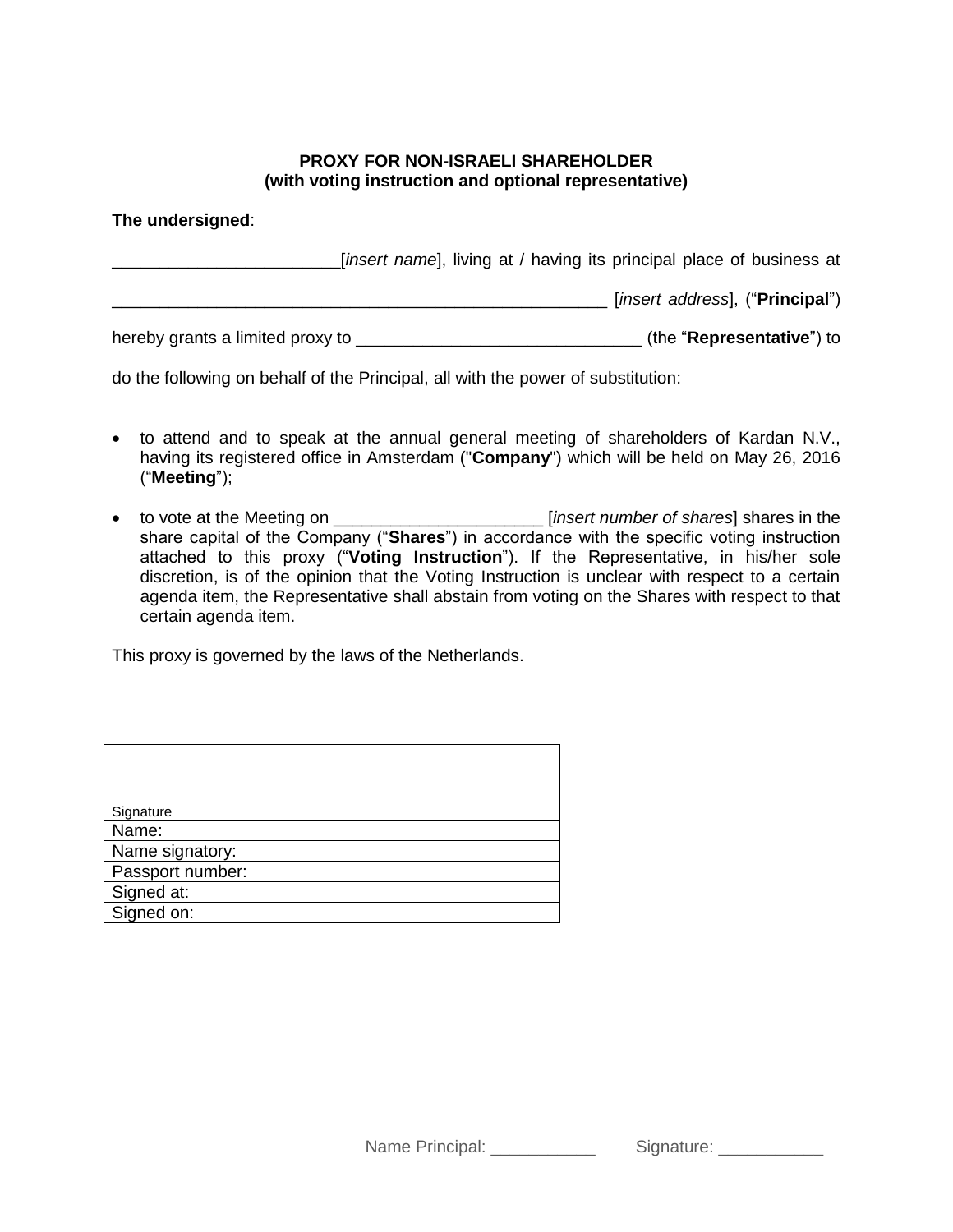**PROXY FOR NON-ISRAELI SHAREHOLDER**
**(with voting instruction and optional representative)**

**The undersigned**:

________________________[*insert name*], living at / having its principal place of business at

______________________________________________________ [*insert address*], ("**Principal**")

hereby grants a limited proxy to _______________________________ (the "**Representative**") to

do the following on behalf of the Principal, all with the power of substitution:

- to attend and to speak at the annual general meeting of shareholders of Kardan N.V., having its registered office in Amsterdam ("**Company**") which will be held on May 26, 2016 ("**Meeting**");
- to vote at the Meeting on ______________________ [*insert number of shares*] shares in the share capital of the Company ("**Shares**") in accordance with the specific voting instruction attached to this proxy ("**Voting Instruction**"). If the Representative, in his/her sole discretion, is of the opinion that the Voting Instruction is unclear with respect to a certain agenda item, the Representative shall abstain from voting on the Shares with respect to that certain agenda item.

This proxy is governed by the laws of the Netherlands.

| Signature |
|---|
| Name: |
| Name signatory: |
| Passport number: |
| Signed at: |
| Signed on: |

Name Principal: ___________ Signature: ___________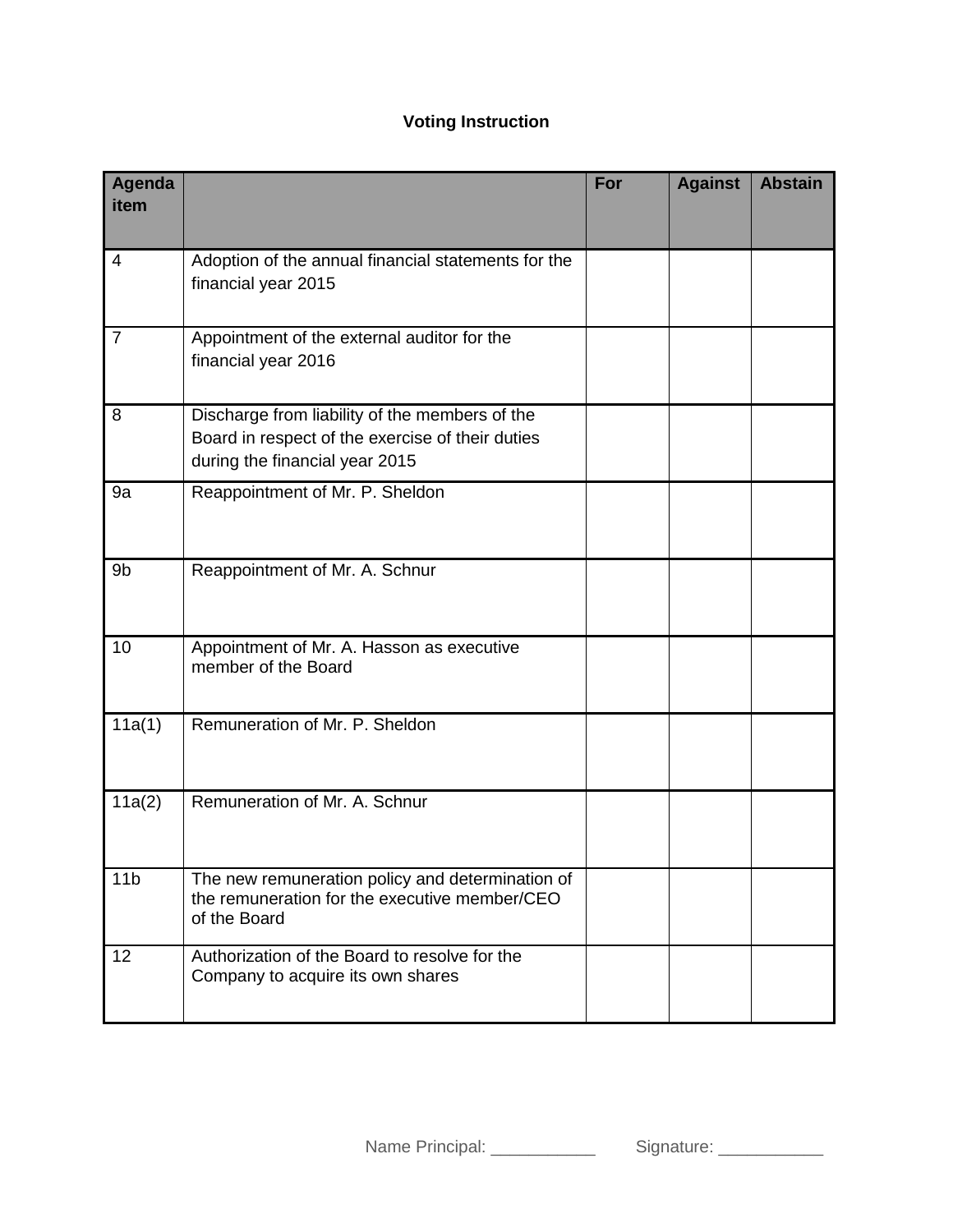**Voting Instruction**

| Agenda item | | For | Against | Abstain |
|---|---|---|---|---|
| 4 | Adoption of the annual financial statements for the financial year 2015 | | | |
| 7 | Appointment of the external auditor for the financial year 2016 | | | |
| 8 | Discharge from liability of the members of the Board in respect of the exercise of their duties during the financial year 2015 | | | |
| 9a | Reappointment of Mr. P. Sheldon | | | |
| 9b | Reappointment of Mr. A. Schnur | | | |
| 10 | Appointment of Mr. A. Hasson as executive member of the Board | | | |
| 11a(1) | Remuneration of Mr. P. Sheldon | | | |
| 11a(2) | Remuneration of Mr. A. Schnur | | | |
| 11b | The new remuneration policy and determination of the remuneration for the executive member/CEO of the Board | | | |
| 12 | Authorization of the Board to resolve for the Company to acquire its own shares | | | |

Name Principal: ___________ Signature: ___________